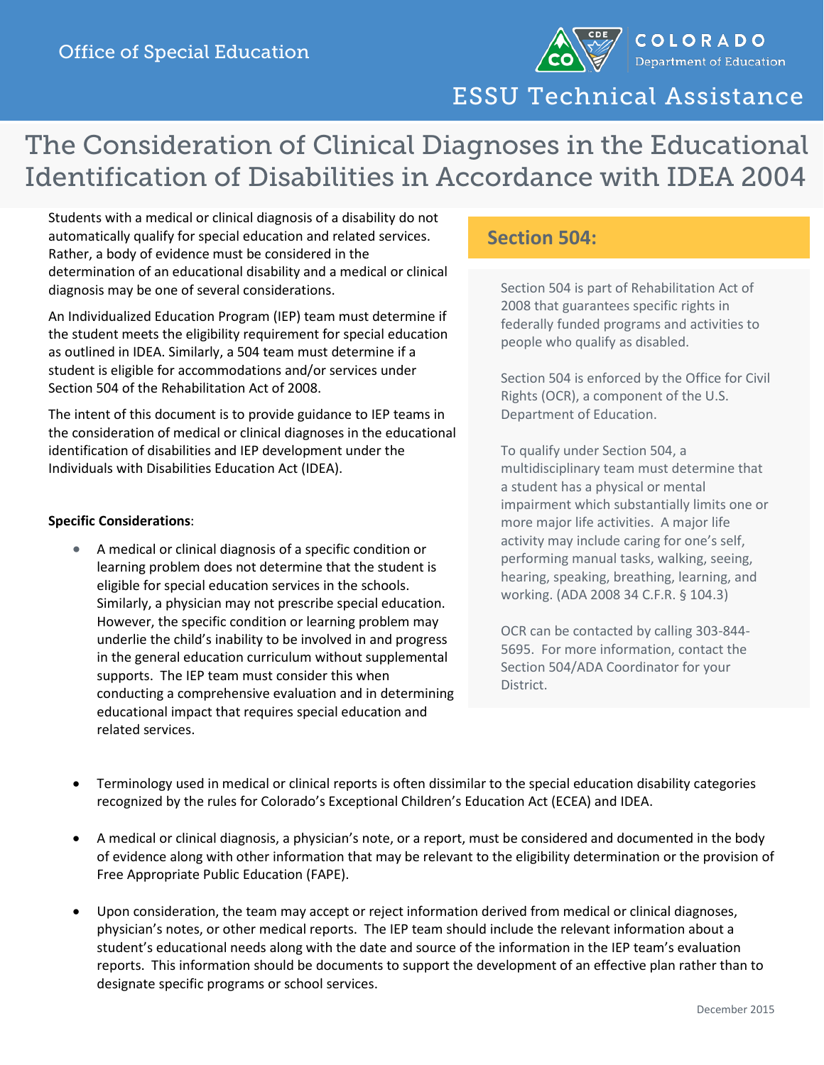Office of Special Education

COLORADO Department of Education

ESSU Technical Assistance

# The Consideration of Clinical Diagnoses in the Educational Identification of Disabilities in Accordance with IDEA 2004

Students with a medical or clinical diagnosis of a disability do not automatically qualify for special education and related services. Rather, a body of evidence must be considered in the determination of an educational disability and a medical or clinical diagnosis may be one of several considerations.

An Individualized Education Program (IEP) team must determine if the student meets the eligibility requirement for special education as outlined in IDEA. Similarly, a 504 team must determine if a student is eligible for accommodations and/or services under Section 504 of the Rehabilitation Act of 2008.

The intent of this document is to provide guidance to IEP teams in the consideration of medical or clinical diagnoses in the educational identification of disabilities and IEP development under the Individuals with Disabilities Education Act (IDEA).

**Specific Considerations**:

- A medical or clinical diagnosis of a specific condition or learning problem does not determine that the student is eligible for special education services in the schools. Similarly, a physician may not prescribe special education. However, the specific condition or learning problem may underlie the child's inability to be involved in and progress in the general education curriculum without supplemental supports. The IEP team must consider this when conducting a comprehensive evaluation and in determining educational impact that requires special education and related services.
- Terminology used in medical or clinical reports is often dissimilar to the special education disability categories recognized by the rules for Colorado's Exceptional Children's Education Act (ECEA) and IDEA.
- A medical or clinical diagnosis, a physician's note, or a report, must be considered and documented in the body of evidence along with other information that may be relevant to the eligibility determination or the provision of Free Appropriate Public Education (FAPE).
- Upon consideration, the team may accept or reject information derived from medical or clinical diagnoses, physician's notes, or other medical reports. The IEP team should include the relevant information about a student's educational needs along with the date and source of the information in the IEP team's evaluation reports. This information should be documents to support the development of an effective plan rather than to designate specific programs or school services.

## Section 504:

Section 504 is part of Rehabilitation Act of 2008 that guarantees specific rights in federally funded programs and activities to people who qualify as disabled.

Section 504 is enforced by the Office for Civil Rights (OCR), a component of the U.S. Department of Education.

To qualify under Section 504, a multidisciplinary team must determine that a student has a physical or mental impairment which substantially limits one or more major life activities. A major life activity may include caring for one's self, performing manual tasks, walking, seeing, hearing, speaking, breathing, learning, and working. (ADA 2008 34 C.F.R. § 104.3)

OCR can be contacted by calling 303-844-5695. For more information, contact the Section 504/ADA Coordinator for your District.

December 2015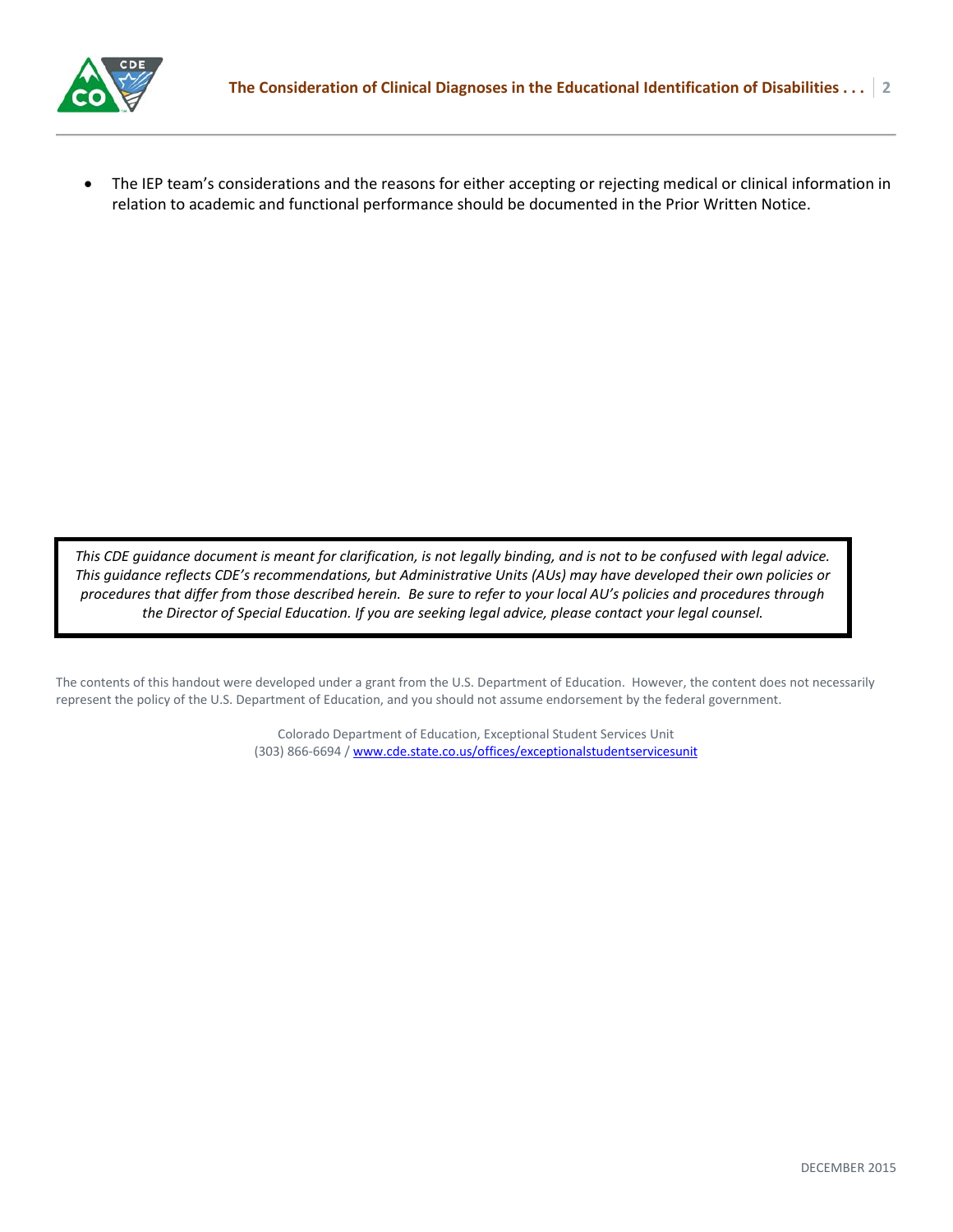- The IEP team's considerations and the reasons for either accepting or rejecting medical or clinical information in relation to academic and functional performance should be documented in the Prior Written Notice.

*This CDE guidance document is meant for clarification, is not legally binding, and is not to be confused with legal advice. This guidance reflects CDE's recommendations, but Administrative Units (AUs) may have developed their own policies or procedures that differ from those described herein. Be sure to refer to your local AU's policies and procedures through the Director of Special Education. If you are seeking legal advice, please contact your legal counsel.*

The contents of this handout were developed under a grant from the U.S. Department of Education. However, the content does not necessarily represent the policy of the U.S. Department of Education, and you should not assume endorsement by the federal government.

Colorado Department of Education, Exceptional Student Services Unit
(303) 866-6694 / [www.cde.state.co.us/offices/exceptionalstudentservicesunit](http://www.cde.state.co.us/offices/exceptionalstudentservicesunit)

DECEMBER 2015